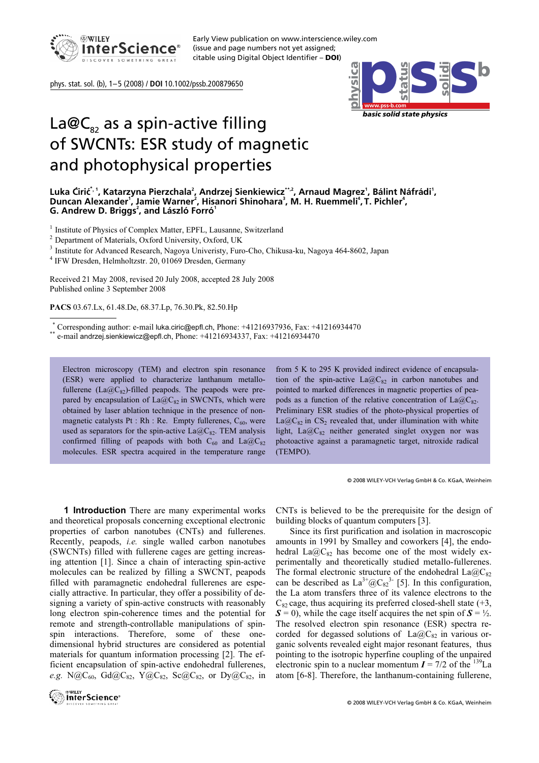# La@$C_{82}$ as a spin-active filling of SWCNTs: ESR study of magnetic and photophysical properties

**Luka Ćirić**[*, 1], **Katarzyna Pierzchala**[2], **Andrzej Sienkiewicz**[**,2], **Arnaud Magrez**[1], **Bálint Náfrádi**[1], **Duncan Alexander**[1], **Jamie Warner**[2], **Hisanori Shinohara**[3], **M. H. Ruemmeli**[4], **T. Pichler**[4], **G. Andrew D. Briggs**[2], and **László Forró**[1]

[1] Institute of Physics of Complex Matter, EPFL, Lausanne, Switzerland
[2] Department of Materials, Oxford University, Oxford, UK
[3] Institute for Advanced Research, Nagoya Univeristy, Furo-Cho, Chikusa-ku, Nagoya 464-8602, Japan
[4] IFW Dresden, Helmholtzstr. 20, 01069 Dresden, Germany

Received 21 May 2008, revised 20 July 2008, accepted 28 July 2008
Published online 3 September 2008

**PACS** 03.67.Lx, 61.48.De, 68.37.Lp, 76.30.Pk, 82.50.Hp

[*] Corresponding author: e-mail luka.ciric@epfl.ch, Phone: +41216937936, Fax: +41216934470
[**] e-mail andrzej.sienkiewicz@epfl.ch, Phone: +41216934337, Fax: +41216934470

Electron microscopy (TEM) and electron spin resonance (ESR) were applied to characterize lanthanum metallo-fullerene (La@$C_{82}$)-filled peapods. The peapods were prepared by encapsulation of La@$C_{82}$ in SWCNTs, which were obtained by laser ablation technique in the presence of non-magnetic catalysts Pt : Rh : Re. Empty fullerenes, $C_{60}$, were used as separators for the spin-active La@$C_{82}$. TEM analysis confirmed filling of peapods with both $C_{60}$ and La@$C_{82}$ molecules. ESR spectra acquired in the temperature range from 5 K to 295 K provided indirect evidence of encapsulation of the spin-active La@$C_{82}$ in carbon nanotubes and pointed to marked differences in magnetic properties of peapods as a function of the relative concentration of La@$C_{82}$. Preliminary ESR studies of the photo-physical properties of La@$C_{82}$ in $CS_2$ revealed that, under illumination with white light, La@$C_{82}$ neither generated singlet oxygen nor was photoactive against a paramagnetic target, nitroxide radical (TEMPO).

© 2008 WILEY-VCH Verlag GmbH & Co. KGaA, Weinheim

**1 Introduction** There are many experimental works and theoretical proposals concerning exceptional electronic properties of carbon nanotubes (CNTs) and fullerenes. Recently, peapods, *i.e.* single walled carbon nanotubes (SWCNTs) filled with fullerene cages are getting increasing attention [1]. Since a chain of interacting spin-active molecules can be realized by filling a SWCNT, peapods filled with paramagnetic endohedral fullerenes are especially attractive. In particular, they offer a possibility of designing a variety of spin-active constructs with reasonably long electron spin-coherence times and the potential for remote and strength-controllable manipulations of spin-spin interactions. Therefore, some of these one-dimensional hybrid structures are considered as potential materials for quantum information processing [2]. The efficient encapsulation of spin-active endohedral fullerenes, *e.g.* N@$C_{60}$, Gd@$C_{82}$, Y@$C_{82}$, Sc@$C_{82}$, or Dy@$C_{82}$, in CNTs is believed to be the prerequisite for the design of building blocks of quantum computers [3].

Since its first purification and isolation in macroscopic amounts in 1991 by Smalley and coworkers [4], the endohedral La@$C_{82}$ has become one of the most widely experimentally and theoretically studied metallo-fullerenes. The formal electronic structure of the endohedral La@$C_{82}$ can be described as $La^{3+}$@$C_{82}^{3-}$ [5]. In this configuration, the La atom transfers three of its valence electrons to the $C_{82}$ cage, thus acquiring its preferred closed-shell state (+3, $\boldsymbol{S} = 0$), while the cage itself acquires the net spin of $\boldsymbol{S} = ½$. The resolved electron spin resonance (ESR) spectra recorded for degassed solutions of La@$C_{82}$ in various organic solvents revealed eight major resonant features, thus pointing to the isotropic hyperfine coupling of the unpaired electronic spin to a nuclear momentum $\boldsymbol{I} = 7/2$ of the $^{139}$La atom [6-8]. Therefore, the lanthanum-containing fullerene,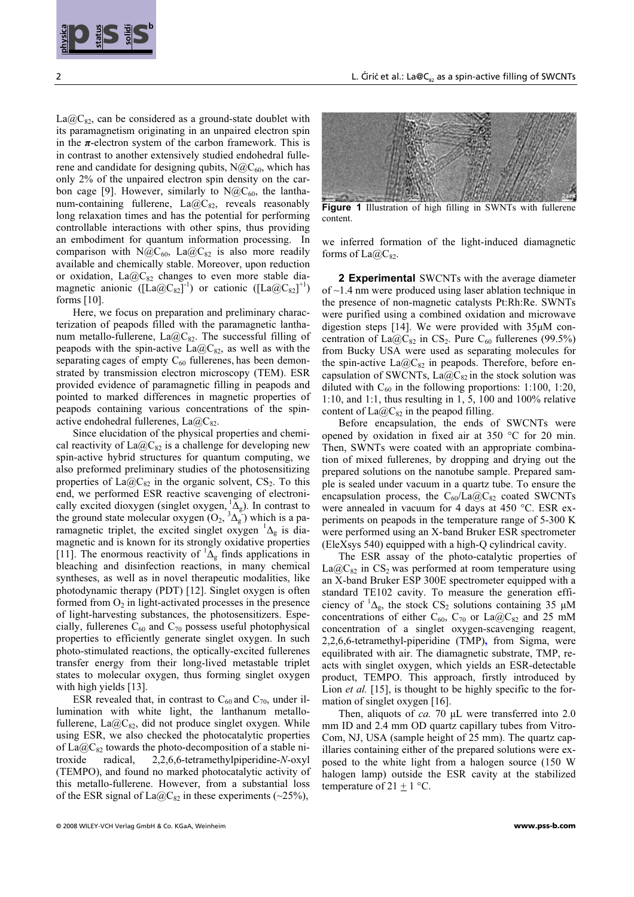$La@C_{82}$, can be considered as a ground-state doublet with its paramagnetism originating in an unpaired electron spin in the **π**-electron system of the carbon framework. This is in contrast to another extensively studied endohedral fullerene and candidate for designing qubits, $N@C_{60}$, which has only 2% of the unpaired electron spin density on the carbon cage [9]. However, similarly to $N@C_{60}$, the lanthanum-containing fullerene, $La@C_{82}$, reveals reasonably long relaxation times and has the potential for performing controllable interactions with other spins, thus providing an embodiment for quantum information processing. In comparison with $N@C_{60}$, $La@C_{82}$ is also more readily available and chemically stable. Moreover, upon reduction or oxidation, $La@C_{82}$ changes to even more stable diamagnetic anionic ($[La@C_{82}]^{-1}$) or cationic ($[La@C_{82}]^{+1}$) forms [10].

Here, we focus on preparation and preliminary characterization of peapods filled with the paramagnetic lanthanum metallo-fullerene, $La@C_{82}$. The successful filling of peapods with the spin-active $La@C_{82}$, as well as with the separating cages of empty $C_{60}$ fullerenes, has been demonstrated by transmission electron microscopy (TEM). ESR provided evidence of paramagnetic filling in peapods and pointed to marked differences in magnetic properties of peapods containing various concentrations of the spin-active endohedral fullerenes, $La@C_{82}$.

Since elucidation of the physical properties and chemical reactivity of $La@C_{82}$ is a challenge for developing new spin-active hybrid structures for quantum computing, we also preformed preliminary studies of the photosensitizing properties of $La@C_{82}$ in the organic solvent, $CS_2$. To this end, we performed ESR reactive scavenging of electronically excited dioxygen (singlet oxygen, $^1\Delta_g$). In contrast to the ground state molecular oxygen ($O_2$, $^3\Delta_g^-$) which is a paramagnetic triplet, the excited singlet oxygen $^1\Delta_g$ is diamagnetic and is known for its strongly oxidative properties [11]. The enormous reactivity of $^1\Delta_g$ finds applications in bleaching and disinfection reactions, in many chemical syntheses, as well as in novel therapeutic modalities, like photodynamic therapy (PDT) [12]. Singlet oxygen is often formed from $O_2$ in light-activated processes in the presence of light-harvesting substances, the photosensitizers. Especially, fullerenes $C_{60}$ and $C_{70}$ possess useful photophysical properties to efficiently generate singlet oxygen. In such photo-stimulated reactions, the optically-excited fullerenes transfer energy from their long-lived metastable triplet states to molecular oxygen, thus forming singlet oxygen with high yields [13].

ESR revealed that, in contrast to $C_{60}$ and $C_{70}$, under illumination with white light, the lanthanum metallo-fullerene, $La@C_{82}$, did not produce singlet oxygen. While using ESR, we also checked the photocatalytic properties of $La@C_{82}$ towards the photo-decomposition of a stable nitroxide radical, 2,2,6,6-tetramethylpiperidine-*N*-oxyl (TEMPO), and found no marked photocatalytic activity of this metallo-fullerene. However, from a substantial loss of the ESR signal of $La@C_{82}$ in these experiments (~25%), we inferred formation of the light-induced diamagnetic forms of $La@C_{82}$.

**Figure 1** Illustration of high filling in SWNTs with fullerene content.

## 2 Experimental

SWCNTs with the average diameter of ~1.4 nm were produced using laser ablation technique in the presence of non-magnetic catalysts Pt:Rh:Re. SWNTs were purified using a combined oxidation and microwave digestion steps [14]. We were provided with 35μM concentration of $La@C_{82}$ in $CS_2$. Pure $C_{60}$ fullerenes (99.5%) from Bucky USA were used as separating molecules for the spin-active $La@C_{82}$ in peapods. Therefore, before encapsulation of SWNTs, $La@C_{82}$ in the stock solution was diluted with $C_{60}$ in the following proportions: 1:100, 1:20, 1:10, and 1:1, thus resulting in 1, 5, 100 and 100% relative content of $La@C_{82}$ in the peapod filling.

Before encapsulation, the ends of SWCNTs were opened by oxidation in fixed air at 350 °C for 20 min. Then, SWNTs were coated with an appropriate combination of mixed fullerenes, by dropping and drying out the prepared solutions on the nanotube sample. Prepared sample is sealed under vacuum in a quartz tube. To ensure the encapsulation process, the $C_{60}/La@C_{82}$ coated SWCNTs were annealed in vacuum for 4 days at 450 °C. ESR experiments on peapods in the temperature range of 5-300 K were performed using an X-band Bruker ESR spectrometer (EleXsys 540) equipped with a high-Q cylindrical cavity.

The ESR assay of the photo-catalytic properties of $La@C_{82}$ in $CS_2$ was performed at room temperature using an X-band Bruker ESP 300E spectrometer equipped with a standard TE102 cavity. To measure the generation efficiency of $^1\Delta_g$, the stock $CS_2$ solutions containing 35 μM concentrations of either $C_{60}$, $C_{70}$ or $La@C_{82}$ and 25 mM concentration of a singlet oxygen-scavenging reagent, 2,2,6,6-tetramethyl-piperidine (TMP), from Sigma, were equilibrated with air. The diamagnetic substrate, TMP, reacts with singlet oxygen, which yields an ESR-detectable product, TEMPO. This approach, firstly introduced by Lion *et al.* [15], is thought to be highly specific to the formation of singlet oxygen [16].

Then, aliquots of *ca.* 70 μL were transferred into 2.0 mm ID and 2.4 mm OD quartz capillary tubes from VitroCom, NJ, USA (sample height of 25 mm). The quartz capillaries containing either of the prepared solutions were exposed to the white light from a halogen source (150 W halogen lamp) outside the ESR cavity at the stabilized temperature of 21 ± 1 °C.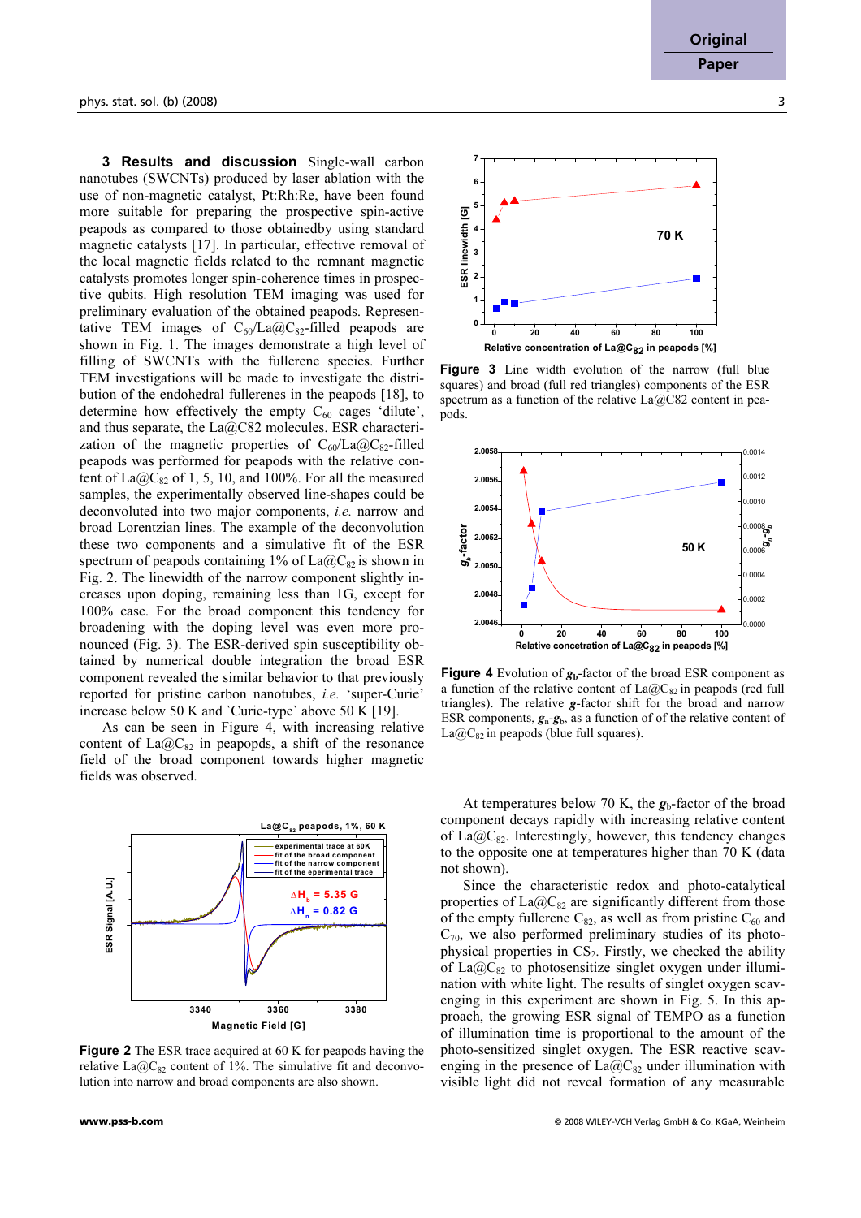**3 Results and discussion** Single-wall carbon nanotubes (SWCNTs) produced by laser ablation with the use of non-magnetic catalyst, Pt:Rh:Re, have been found more suitable for preparing the prospective spin-active peapods as compared to those obtainedby using standard magnetic catalysts [17]. In particular, effective removal of the local magnetic fields related to the remnant magnetic catalysts promotes longer spin-coherence times in prospective qubits. High resolution TEM imaging was used for preliminary evaluation of the obtained peapods. Representative TEM images of $C_{60}$/La@$C_{82}$-filled peapods are shown in Fig. 1. The images demonstrate a high level of filling of SWCNTs with the fullerene species. Further TEM investigations will be made to investigate the distribution of the endohedral fullerenes in the peapods [18], to determine how effectively the empty $C_{60}$ cages 'dilute', and thus separate, the La@C82 molecules. ESR characterization of the magnetic properties of $C_{60}$/La@$C_{82}$-filled peapods was performed for peapods with the relative content of La@$C_{82}$ of 1, 5, 10, and 100%. For all the measured samples, the experimentally observed line-shapes could be deconvoluted into two major components, *i.e.* narrow and broad Lorentzian lines. The example of the deconvolution these two components and a simulative fit of the ESR spectrum of peapods containing 1% of La@$C_{82}$ is shown in Fig. 2. The linewidth of the narrow component slightly increases upon doping, remaining less than 1G, except for 100% case. For the broad component this tendency for broadening with the doping level was even more pronounced (Fig. 3). The ESR-derived spin susceptibility obtained by numerical double integration the broad ESR component revealed the similar behavior to that previously reported for pristine carbon nanotubes, *i.e.* 'super-Curie' increase below 50 K and `Curie-type` above 50 K [19].

As can be seen in Figure 4, with increasing relative content of La@$C_{82}$ in peapopds, a shift of the resonance field of the broad component towards higher magnetic fields was observed.

**Figure 2** The ESR trace acquired at 60 K for peapods having the relative La@$C_{82}$ content of 1%. The simulative fit and deconvolution into narrow and broad components are also shown.

**Figure 3** Line width evolution of the narrow (full blue squares) and broad (full red triangles) components of the ESR spectrum as a function of the relative La@C82 content in peapods.

**Figure 4** Evolution of $g_b$-factor of the broad ESR component as a function of the relative content of La@$C_{82}$ in peapods (red full triangles). The relative $g$-factor shift for the broad and narrow ESR components, $g_n$-$g_b$, as a function of of the relative content of La@$C_{82}$ in peapods (blue full squares).

At temperatures below 70 K, the $g_b$-factor of the broad component decays rapidly with increasing relative content of La@$C_{82}$. Interestingly, however, this tendency changes to the opposite one at temperatures higher than 70 K (data not shown).

Since the characteristic redox and photo-catalytical properties of La@$C_{82}$ are significantly different from those of the empty fullerene $C_{82}$, as well as from pristine $C_{60}$ and $C_{70}$, we also performed preliminary studies of its photophysical properties in $CS_2$. Firstly, we checked the ability of La@$C_{82}$ to photosensitize singlet oxygen under illumination with white light. The results of singlet oxygen scavenging in this experiment are shown in Fig. 5. In this approach, the growing ESR signal of TEMPO as a function of illumination time is proportional to the amount of the photo-sensitized singlet oxygen. The ESR reactive scavenging in the presence of La@$C_{82}$ under illumination with visible light did not reveal formation of any measurable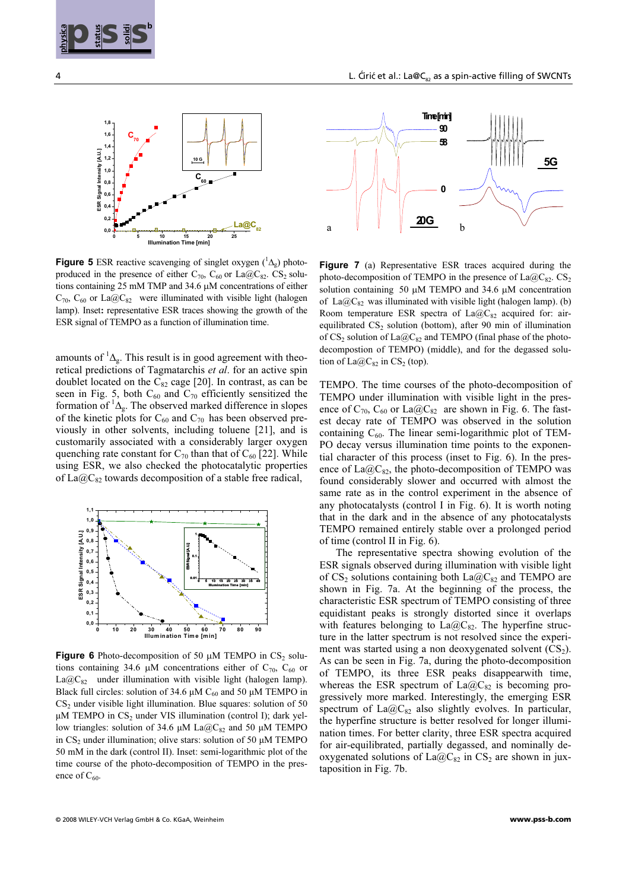**Figure 5** ESR reactive scavenging of singlet oxygen ($^1\Delta_g$) photo-produced in the presence of either $C_{70}$, $C_{60}$ or La@$C_{82}$. $CS_2$ solutions containing 25 mM TMP and 34.6 μM concentrations of either $C_{70}$, $C_{60}$ or La@$C_{82}$ were illuminated with visible light (halogen lamp). Inset: representative ESR traces showing the growth of the ESR signal of TEMPO as a function of illumination time.

amounts of $^1\Delta_g$. This result is in good agreement with theoretical predictions of Tagmatarchis *et al*. for an active spin doublet located on the $C_{82}$ cage [20]. In contrast, as can be seen in Fig. 5, both $C_{60}$ and $C_{70}$ efficiently sensitized the formation of $^1\Delta_g$. The observed marked difference in slopes of the kinetic plots for $C_{60}$ and $C_{70}$ has been observed previously in other solvents, including toluene [21], and is customarily associated with a considerably larger oxygen quenching rate constant for $C_{70}$ than that of $C_{60}$ [22]. While using ESR, we also checked the photocatalytic properties of La@$C_{82}$ towards decomposition of a stable free radical,

**Figure 6** Photo-decomposition of 50 μM TEMPO in $CS_2$ solutions containing 34.6 μM concentrations either of $C_{70}$, $C_{60}$ or La@$C_{82}$ under illumination with visible light (halogen lamp). Black full circles: solution of 34.6 μM $C_{60}$ and 50 μM TEMPO in $CS_2$ under visible light illumination. Blue squares: solution of 50 μM TEMPO in $CS_2$ under VIS illumination (control I); dark yellow triangles: solution of 34.6 μM La@$C_{82}$ and 50 μM TEMPO in $CS_2$ under illumination; olive stars: solution of 50 μM TEMPO 50 mM in the dark (control II). Inset: semi-logarithmic plot of the time course of the photo-decomposition of TEMPO in the presence of $C_{60}$.

**Figure 7** (a) Representative ESR traces acquired during the photo-decomposition of TEMPO in the presence of La@$C_{82}$. $CS_2$ solution containing 50 μM TEMPO and 34.6 μM concentration of La@$C_{82}$ was illuminated with visible light (halogen lamp). (b) Room temperature ESR spectra of La@$C_{82}$ acquired for: air-equilibrated $CS_2$ solution (bottom), after 90 min of illumination of $CS_2$ solution of La@$C_{82}$ and TEMPO (final phase of the photo-decompostion of TEMPO) (middle), and for the degassed solution of La@$C_{82}$ in $CS_2$ (top).

TEMPO. The time courses of the photo-decomposition of TEMPO under illumination with visible light in the presence of $C_{70}$, $C_{60}$ or La@$C_{82}$ are shown in Fig. 6. The fastest decay rate of TEMPO was observed in the solution containing $C_{60}$. The linear semi-logarithmic plot of TEMPO decay versus illumination time points to the exponential character of this process (inset to Fig. 6). In the presence of La@$C_{82}$, the photo-decomposition of TEMPO was found considerably slower and occurred with almost the same rate as in the control experiment in the absence of any photocatalysts (control I in Fig. 6). It is worth noting that in the dark and in the absence of any photocatalysts TEMPO remained entirely stable over a prolonged period of time (control II in Fig. 6).

The representative spectra showing evolution of the ESR signals observed during illumination with visible light of $CS_2$ solutions containing both La@$C_{82}$ and TEMPO are shown in Fig. 7a. At the beginning of the process, the characteristic ESR spectrum of TEMPO consisting of three equidistant peaks is strongly distorted since it overlaps with features belonging to La@$C_{82}$. The hyperfine structure in the latter spectrum is not resolved since the experiment was started using a non deoxygenated solvent ($CS_2$). As can be seen in Fig. 7a, during the photo-decomposition of TEMPO, its three ESR peaks disappearwith time, whereas the ESR spectrum of La@$C_{82}$ is becoming progressively more marked. Interestingly, the emerging ESR spectrum of La@$C_{82}$ also slightly evolves. In particular, the hyperfine structure is better resolved for longer illumination times. For better clarity, three ESR spectra acquired for air-equilibrated, partially degassed, and nominally deoxygenated solutions of La@$C_{82}$ in $CS_2$ are shown in juxtaposition in Fig. 7b.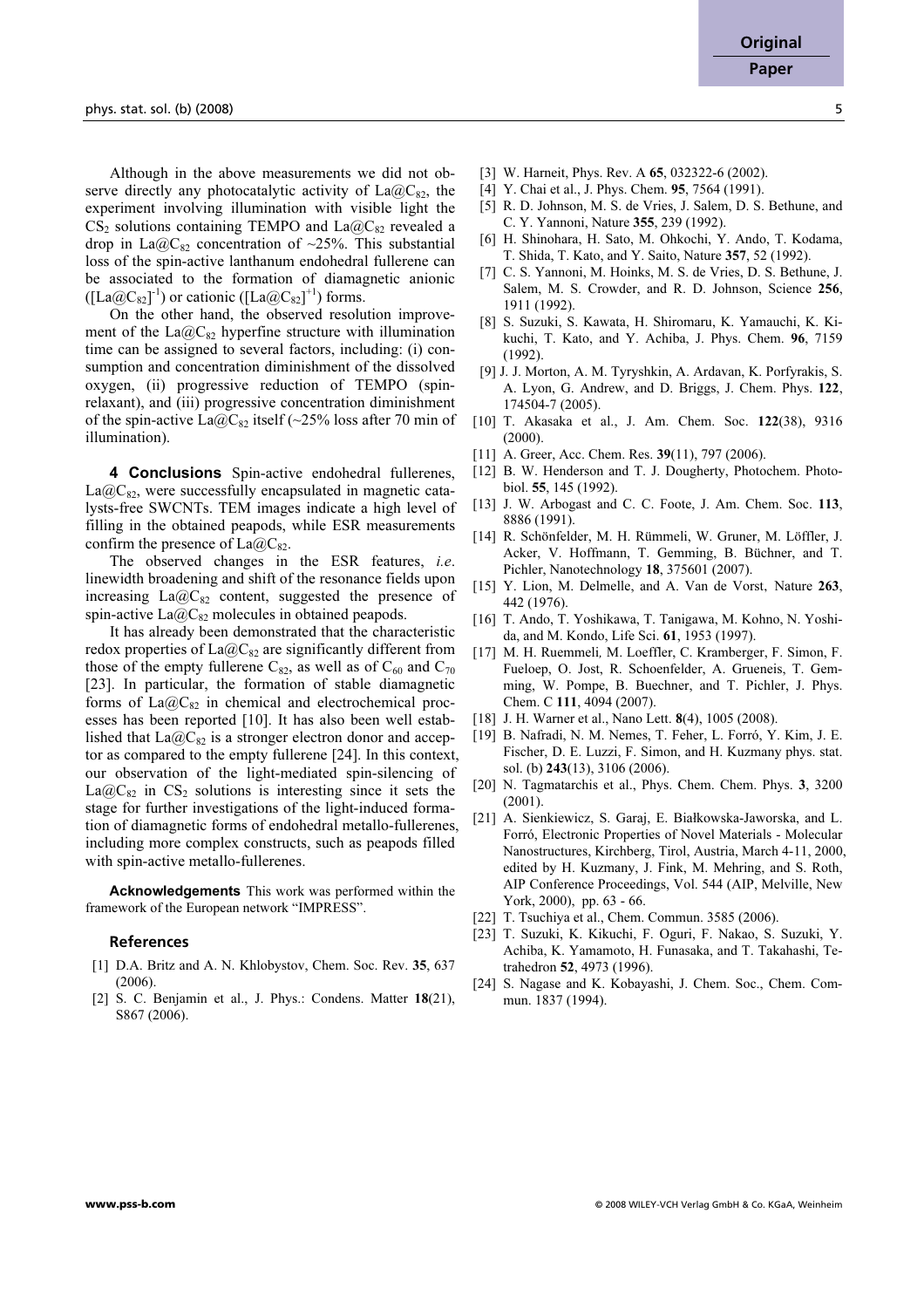Although in the above measurements we did not observe directly any photocatalytic activity of La@$C_{82}$, the experiment involving illumination with visible light the $CS_2$ solutions containing TEMPO and La@$C_{82}$ revealed a drop in La@$C_{82}$ concentration of ~25%. This substantial loss of the spin-active lanthanum endohedral fullerene can be associated to the formation of diamagnetic anionic ($[La@C_{82}]^{-1}$) or cationic ($[La@C_{82}]^{+1}$) forms.

On the other hand, the observed resolution improvement of the La@$C_{82}$ hyperfine structure with illumination time can be assigned to several factors, including: (i) consumption and concentration diminishment of the dissolved oxygen, (ii) progressive reduction of TEMPO (spin-relaxant), and (iii) progressive concentration diminishment of the spin-active La@$C_{82}$ itself (~25% loss after 70 min of illumination).

## 4 Conclusions

Spin-active endohedral fullerenes, La@$C_{82}$, were successfully encapsulated in magnetic catalysts-free SWCNTs. TEM images indicate a high level of filling in the obtained peapods, while ESR measurements confirm the presence of La@$C_{82}$.

The observed changes in the ESR features, *i.e*. linewidth broadening and shift of the resonance fields upon increasing La@$C_{82}$ content, suggested the presence of spin-active La@$C_{82}$ molecules in obtained peapods.

It has already been demonstrated that the characteristic redox properties of La@$C_{82}$ are significantly different from those of the empty fullerene $C_{82}$, as well as of $C_{60}$ and $C_{70}$ [23]. In particular, the formation of stable diamagnetic forms of La@$C_{82}$ in chemical and electrochemical processes has been reported [10]. It has also been well established that La@$C_{82}$ is a stronger electron donor and acceptor as compared to the empty fullerene [24]. In this context, our observation of the light-mediated spin-silencing of La@$C_{82}$ in $CS_2$ solutions is interesting since it sets the stage for further investigations of the light-induced formation of diamagnetic forms of endohedral metallo-fullerenes, including more complex constructs, such as peapods filled with spin-active metallo-fullerenes.

**Acknowledgements** This work was performed within the framework of the European network "IMPRESS".

## References

[1] D.A. Britz and A. N. Khlobystov, Chem. Soc. Rev. **35**, 637 (2006).

[2] S. C. Benjamin et al., J. Phys.: Condens. Matter **18**(21), S867 (2006).

[3] W. Harneit, Phys. Rev. A **65**, 032322-6 (2002).

[4] Y. Chai et al., J. Phys. Chem. **95**, 7564 (1991).

[5] R. D. Johnson, M. S. de Vries, J. Salem, D. S. Bethune, and C. Y. Yannoni, Nature **355**, 239 (1992).

[6] H. Shinohara, H. Sato, M. Ohkochi, Y. Ando, T. Kodama, T. Shida, T. Kato, and Y. Saito, Nature **357**, 52 (1992).

[7] C. S. Yannoni, M. Hoinks, M. S. de Vries, D. S. Bethune, J. Salem, M. S. Crowder, and R. D. Johnson, Science **256**, 1911 (1992).

[8] S. Suzuki, S. Kawata, H. Shiromaru, K. Yamauchi, K. Kikuchi, T. Kato, and Y. Achiba, J. Phys. Chem. **96**, 7159 (1992).

[9] J. J. Morton, A. M. Tyryshkin, A. Ardavan, K. Porfyrakis, S. A. Lyon, G. Andrew, and D. Briggs, J. Chem. Phys. **122**, 174504-7 (2005).

[10] T. Akasaka et al., J. Am. Chem. Soc. **122**(38), 9316 (2000).

[11] A. Greer, Acc. Chem. Res. **39**(11), 797 (2006).

[12] B. W. Henderson and T. J. Dougherty, Photochem. Photobiol. **55**, 145 (1992).

[13] J. W. Arbogast and C. C. Foote, J. Am. Chem. Soc. **113**, 8886 (1991).

[14] R. Schönfelder, M. H. Rümmeli, W. Gruner, M. Löffler, J. Acker, V. Hoffmann, T. Gemming, B. Büchner, and T. Pichler, Nanotechnology **18**, 375601 (2007).

[15] Y. Lion, M. Delmelle, and A. Van de Vorst, Nature **263**, 442 (1976).

[16] T. Ando, T. Yoshikawa, T. Tanigawa, M. Kohno, N. Yoshida, and M. Kondo, Life Sci. **61**, 1953 (1997).

[17] M. H. Ruemmeli, M. Loeffler, C. Kramberger, F. Simon, F. Fueloep, O. Jost, R. Schoenfelder, A. Grueneis, T. Gemming, W. Pompe, B. Buechner, and T. Pichler, J. Phys. Chem. C **111**, 4094 (2007).

[18] J. H. Warner et al., Nano Lett. **8**(4), 1005 (2008).

[19] B. Nafradi, N. M. Nemes, T. Feher, L. Forró, Y. Kim, J. E. Fischer, D. E. Luzzi, F. Simon, and H. Kuzmany phys. stat. sol. (b) **243**(13), 3106 (2006).

[20] N. Tagmatarchis et al., Phys. Chem. Chem. Phys. **3**, 3200 (2001).

[21] A. Sienkiewicz, S. Garaj, E. Białkowska-Jaworska, and L. Forró, Electronic Properties of Novel Materials - Molecular Nanostructures, Kirchberg, Tirol, Austria, March 4-11, 2000, edited by H. Kuzmany, J. Fink, M. Mehring, and S. Roth, AIP Conference Proceedings, Vol. 544 (AIP, Melville, New York, 2000), pp. 63 - 66.

[22] T. Tsuchiya et al., Chem. Commun. 3585 (2006).

[23] T. Suzuki, K. Kikuchi, F. Oguri, F. Nakao, S. Suzuki, Y. Achiba, K. Yamamoto, H. Funasaka, and T. Takahashi, Tetrahedron **52**, 4973 (1996).

[24] S. Nagase and K. Kobayashi, J. Chem. Soc., Chem. Commun. 1837 (1994).